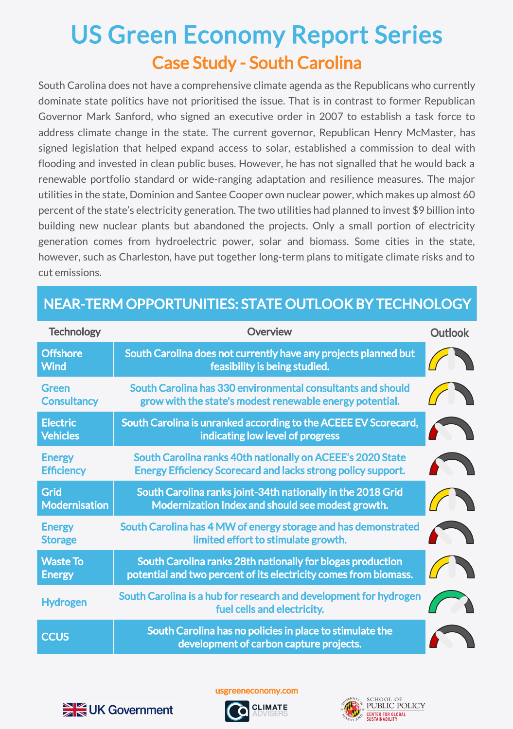# US Green Economy Report Series

## Case Study - South Carolina

South Carolina does not have a comprehensive climate agenda as the Republicans who currently dominate state politics have not prioritised the issue. That is in contrast to former Republican Governor Mark Sanford, who signed an executive order in 2007 to establish a task force to address climate change in the state. The current governor, Republican Henry McMaster, has signed legislation that helped expand access to solar, established a commission to deal with flooding and invested in clean public buses. However, he has not signalled that he would back a renewable portfolio standard or wide-ranging adaptation and resilience measures. The major utilities in the state, Dominion and Santee Cooper own nuclear power, which makes up almost 60 percent of the state's electricity generation. The two utilities had planned to invest $9 billion into building new nuclear plants but abandoned the projects. Only a small portion of electricity generation comes from hydroelectric power, solar and biomass. Some cities in the state, however, such as Charleston, have put together long-term plans to mitigate climate risks and to cut emissions.

## NEAR-TERM OPPORTUNITIES: STATE OUTLOOK BY TECHNOLOGY

| Technology | Overview | Outlook |
|---|---|---|
| Offshore Wind | South Carolina does not currently have any projects planned but feasibility is being studied. | |
| Green Consultancy | South Carolina has 330 environmental consultants and should grow with the state's modest renewable energy potential. | |
| Electric Vehicles | South Carolina is unranked according to the ACEEE EV Scorecard, indicating low level of progress | |
| Energy Efficiency | South Carolina ranks 40th nationally on ACEEE's 2020 State Energy Efficiency Scorecard and lacks strong policy support. | |
| Grid Modernisation | South Carolina ranks joint-34th nationally in the 2018 Grid Modernization Index and should see modest growth. | |
| Energy Storage | South Carolina has 4 MW of energy storage and has demonstrated limited effort to stimulate growth. | |
| Waste To Energy | South Carolina ranks 28th nationally for biogas production potential and two percent of its electricity comes from biomass. | |
| Hydrogen | South Carolina is a hub for research and development for hydrogen fuel cells and electricity. | |
| CCUS | South Carolina has no policies in place to stimulate the development of carbon capture projects. | |

usgreeneconomy.com

UK Government

CLIMATE ADVISERS

SCHOOL OF PUBLIC POLICY
CENTER FOR GLOBAL SUSTAINABILITY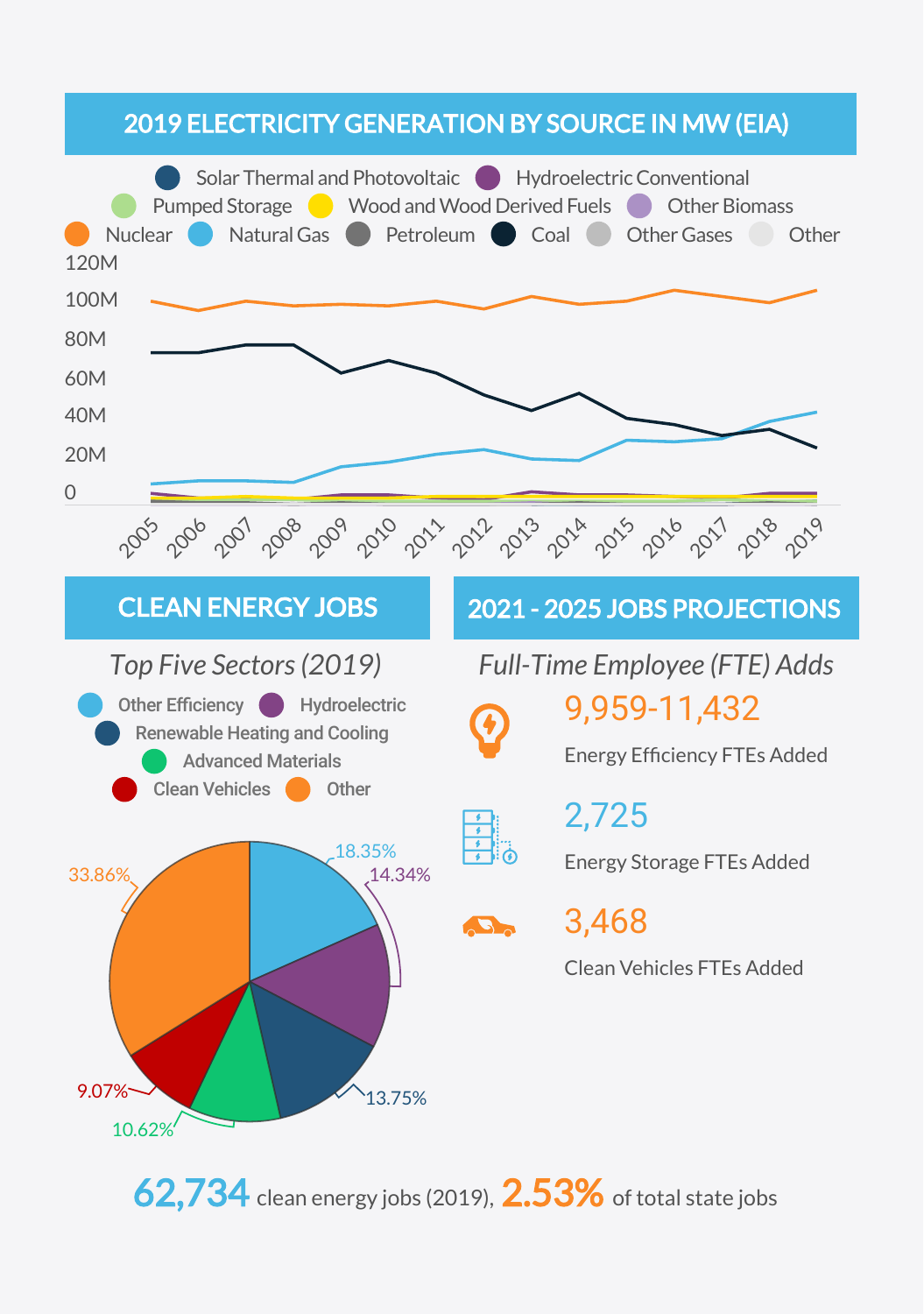## 2019 ELECTRICITY GENERATION BY SOURCE IN MW (EIA)

Solar Thermal and Photovoltaic
Hydroelectric Conventional
Pumped Storage
Wood and Wood Derived Fuels
Other Biomass
Nuclear
Natural Gas
Petroleum
Coal
Other Gases
Other

120M
100M
80M
60M
40M
20M
0

2005 2006 2007 2008 2009 2010 2011 2012 2013 2014 2015 2016 2017 2018 2019

## CLEAN ENERGY JOBS

*Top Five Sectors (2019)*

Other Efficiency
Hydroelectric
Renewable Heating and Cooling
Advanced Materials
Clean Vehicles
Other

18.35%
14.34%
13.75%
10.62%
9.07%
33.86%

## 2021 - 2025 JOBS PROJECTIONS

*Full-Time Employee (FTE) Adds*

9,959-11,432
Energy Efficiency FTEs Added

2,725
Energy Storage FTEs Added

3,468
Clean Vehicles FTEs Added

**62,734** clean energy jobs (2019), **2.53%** of total state jobs